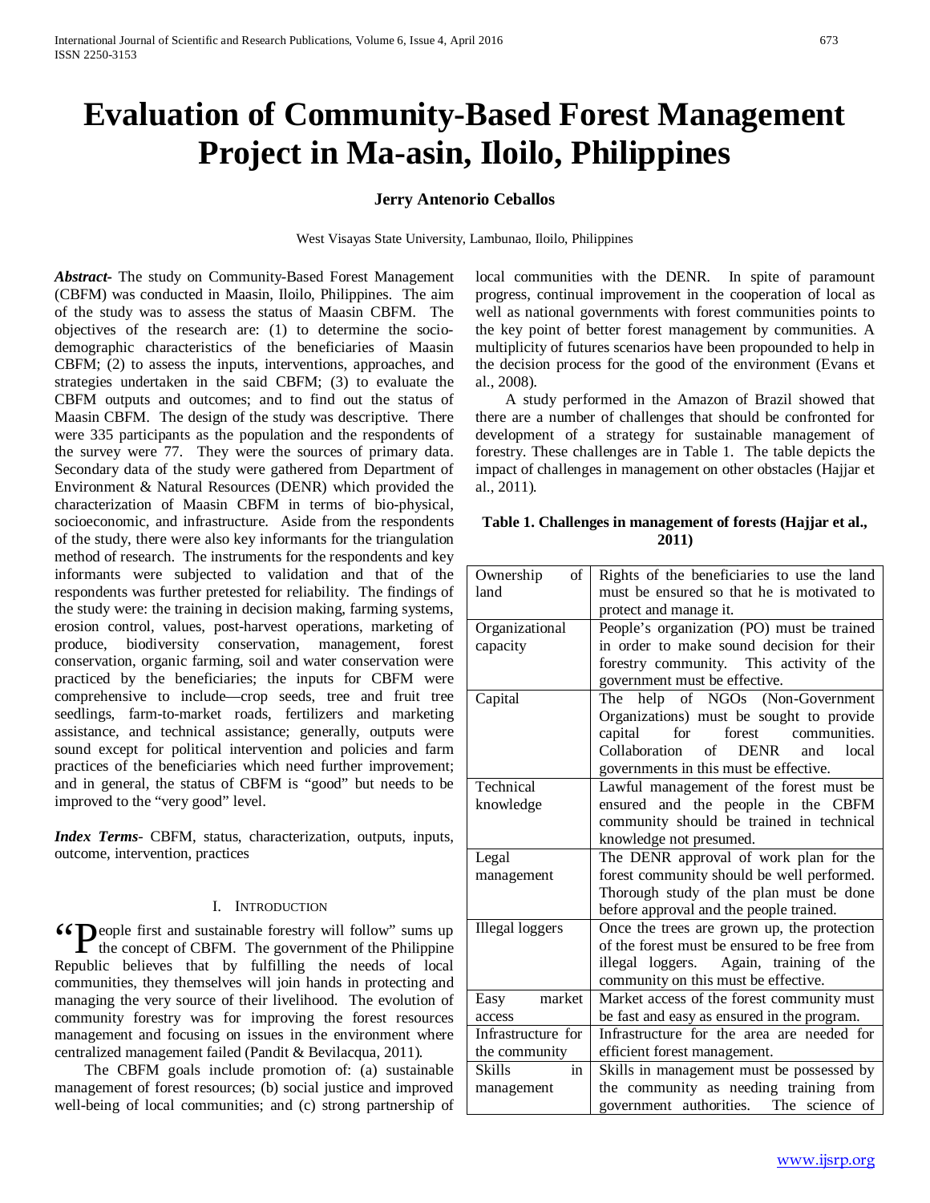# Evaluation of Community-Based Forest Management Project in Ma-asin, Iloilo, Philippines

**Jerry Antenorio Ceballos**

West Visayas State University, Lambunao, Iloilo, Philippines

***Abstract-*** The study on Community-Based Forest Management (CBFM) was conducted in Maasin, Iloilo, Philippines. The aim of the study was to assess the status of Maasin CBFM. The objectives of the research are: (1) to determine the socio-demographic characteristics of the beneficiaries of Maasin CBFM; (2) to assess the inputs, interventions, approaches, and strategies undertaken in the said CBFM; (3) to evaluate the CBFM outputs and outcomes; and to find out the status of Maasin CBFM. The design of the study was descriptive. There were 335 participants as the population and the respondents of the survey were 77. They were the sources of primary data. Secondary data of the study were gathered from Department of Environment & Natural Resources (DENR) which provided the characterization of Maasin CBFM in terms of bio-physical, socioeconomic, and infrastructure. Aside from the respondents of the study, there were also key informants for the triangulation method of research. The instruments for the respondents and key informants were subjected to validation and that of the respondents was further pretested for reliability. The findings of the study were: the training in decision making, farming systems, erosion control, values, post-harvest operations, marketing of produce, biodiversity conservation, management, forest conservation, organic farming, soil and water conservation were practiced by the beneficiaries; the inputs for CBFM were comprehensive to include—crop seeds, tree and fruit tree seedlings, farm-to-market roads, fertilizers and marketing assistance, and technical assistance; generally, outputs were sound except for political intervention and policies and farm practices of the beneficiaries which need further improvement; and in general, the status of CBFM is "good" but needs to be improved to the "very good" level.

***Index Terms*-** CBFM, status, characterization, outputs, inputs, outcome, intervention, practices

## I. Introduction

"People first and sustainable forestry will follow" sums up the concept of CBFM. The government of the Philippine Republic believes that by fulfilling the needs of local communities, they themselves will join hands in protecting and managing the very source of their livelihood. The evolution of community forestry was for improving the forest resources management and focusing on issues in the environment where centralized management failed (Pandit & Bevilacqua, 2011).

The CBFM goals include promotion of: (a) sustainable management of forest resources; (b) social justice and improved well-being of local communities; and (c) strong partnership of local communities with the DENR. In spite of paramount progress, continual improvement in the cooperation of local as well as national governments with forest communities points to the key point of better forest management by communities. A multiplicity of futures scenarios have been propounded to help in the decision process for the good of the environment (Evans et al., 2008).

A study performed in the Amazon of Brazil showed that there are a number of challenges that should be confronted for development of a strategy for sustainable management of forestry. These challenges are in Table 1. The table depicts the impact of challenges in management on other obstacles (Hajjar et al., 2011).

**Table 1. Challenges in management of forests (Hajjar et al., 2011)**

| | |
|---|---|
| Ownership of land | Rights of the beneficiaries to use the land must be ensured so that he is motivated to protect and manage it. |
| Organizational capacity | People's organization (PO) must be trained in order to make sound decision for their forestry community. This activity of the government must be effective. |
| Capital | The help of NGOs (Non-Government Organizations) must be sought to provide capital for forest communities. Collaboration of DENR and local governments in this must be effective. |
| Technical knowledge | Lawful management of the forest must be ensured and the people in the CBFM community should be trained in technical knowledge not presumed. |
| Legal management | The DENR approval of work plan for the forest community should be well performed. Thorough study of the plan must be done before approval and the people trained. |
| Illegal loggers | Once the trees are grown up, the protection of the forest must be ensured to be free from illegal loggers. Again, training of the community on this must be effective. |
| Easy market access | Market access of the forest community must be fast and easy as ensured in the program. |
| Infrastructure for the community | Infrastructure for the area are needed for efficient forest management. |
| Skills in management | Skills in management must be possessed by the community as needing training from government authorities. The science of |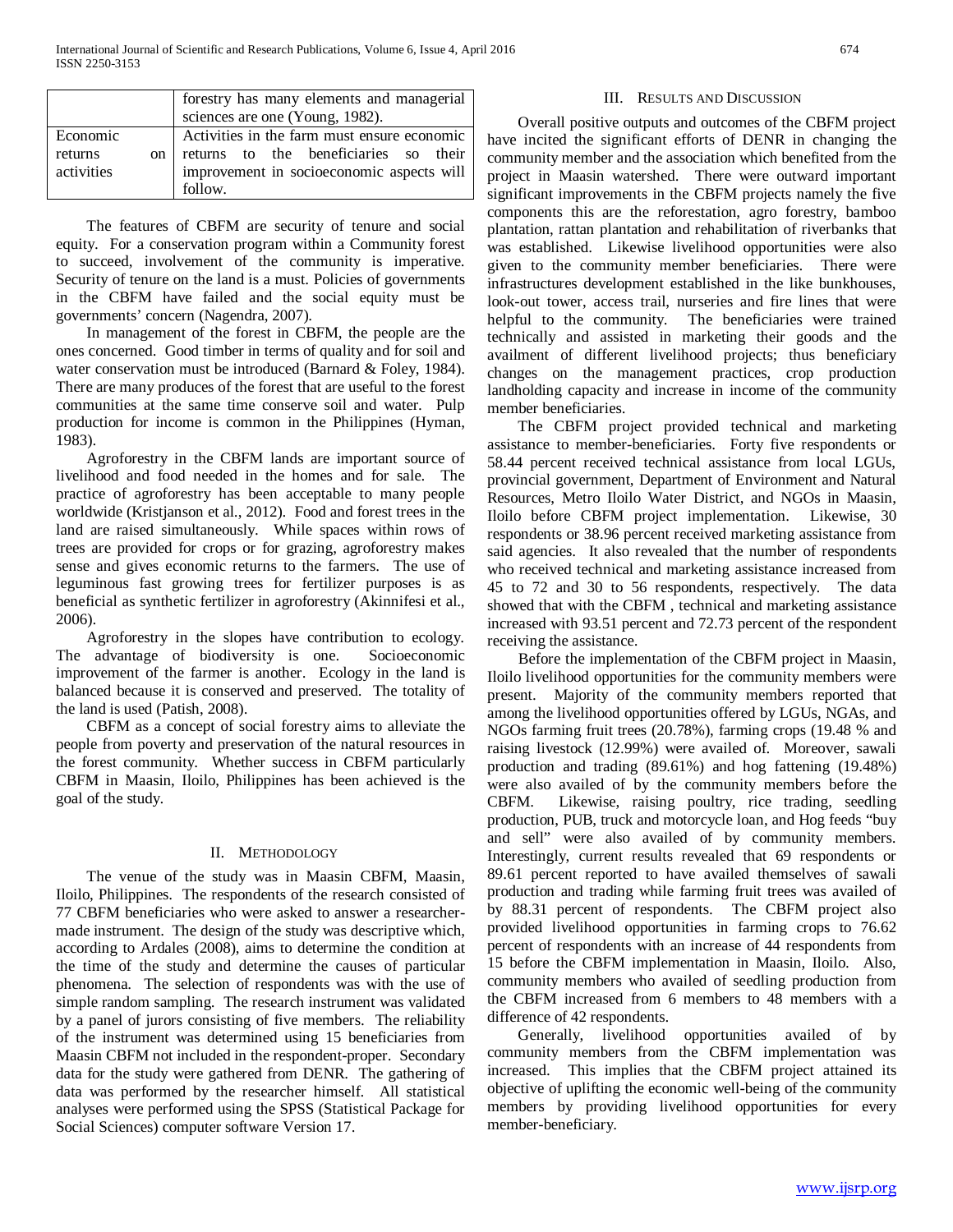|  | forestry has many elements and managerial sciences are one (Young, 1982). |
| --- | --- |
| Economic returns on activities | Activities in the farm must ensure economic returns to the beneficiaries so their improvement in socioeconomic aspects will follow. |

The features of CBFM are security of tenure and social equity. For a conservation program within a Community forest to succeed, involvement of the community is imperative. Security of tenure on the land is a must. Policies of governments in the CBFM have failed and the social equity must be governments' concern (Nagendra, 2007).

In management of the forest in CBFM, the people are the ones concerned. Good timber in terms of quality and for soil and water conservation must be introduced (Barnard & Foley, 1984). There are many produces of the forest that are useful to the forest communities at the same time conserve soil and water. Pulp production for income is common in the Philippines (Hyman, 1983).

Agroforestry in the CBFM lands are important source of livelihood and food needed in the homes and for sale. The practice of agroforestry has been acceptable to many people worldwide (Kristjanson et al., 2012). Food and forest trees in the land are raised simultaneously. While spaces within rows of trees are provided for crops or for grazing, agroforestry makes sense and gives economic returns to the farmers. The use of leguminous fast growing trees for fertilizer purposes is as beneficial as synthetic fertilizer in agroforestry (Akinnifesi et al., 2006).

Agroforestry in the slopes have contribution to ecology. The advantage of biodiversity is one. Socioeconomic improvement of the farmer is another. Ecology in the land is balanced because it is conserved and preserved. The totality of the land is used (Patish, 2008).

CBFM as a concept of social forestry aims to alleviate the people from poverty and preservation of the natural resources in the forest community. Whether success in CBFM particularly CBFM in Maasin, Iloilo, Philippines has been achieved is the goal of the study.

## II. Methodology

The venue of the study was in Maasin CBFM, Maasin, Iloilo, Philippines. The respondents of the research consisted of 77 CBFM beneficiaries who were asked to answer a researcher-made instrument. The design of the study was descriptive which, according to Ardales (2008), aims to determine the condition at the time of the study and determine the causes of particular phenomena. The selection of respondents was with the use of simple random sampling. The research instrument was validated by a panel of jurors consisting of five members. The reliability of the instrument was determined using 15 beneficiaries from Maasin CBFM not included in the respondent-proper. Secondary data for the study were gathered from DENR. The gathering of data was performed by the researcher himself. All statistical analyses were performed using the SPSS (Statistical Package for Social Sciences) computer software Version 17.

## III. Results and Discussion

Overall positive outputs and outcomes of the CBFM project have incited the significant efforts of DENR in changing the community member and the association which benefited from the project in Maasin watershed. There were outward important significant improvements in the CBFM projects namely the five components this are the reforestation, agro forestry, bamboo plantation, rattan plantation and rehabilitation of riverbanks that was established. Likewise livelihood opportunities were also given to the community member beneficiaries. There were infrastructures development established in the like bunkhouses, look-out tower, access trail, nurseries and fire lines that were helpful to the community. The beneficiaries were trained technically and assisted in marketing their goods and the availment of different livelihood projects; thus beneficiary changes on the management practices, crop production landholding capacity and increase in income of the community member beneficiaries.

The CBFM project provided technical and marketing assistance to member-beneficiaries. Forty five respondents or 58.44 percent received technical assistance from local LGUs, provincial government, Department of Environment and Natural Resources, Metro Iloilo Water District, and NGOs in Maasin, Iloilo before CBFM project implementation. Likewise, 30 respondents or 38.96 percent received marketing assistance from said agencies. It also revealed that the number of respondents who received technical and marketing assistance increased from 45 to 72 and 30 to 56 respondents, respectively. The data showed that with the CBFM , technical and marketing assistance increased with 93.51 percent and 72.73 percent of the respondent receiving the assistance.

Before the implementation of the CBFM project in Maasin, Iloilo livelihood opportunities for the community members were present. Majority of the community members reported that among the livelihood opportunities offered by LGUs, NGAs, and NGOs farming fruit trees (20.78%), farming crops (19.48 % and raising livestock (12.99%) were availed of. Moreover, sawali production and trading (89.61%) and hog fattening (19.48%) were also availed of by the community members before the CBFM. Likewise, raising poultry, rice trading, seedling production, PUB, truck and motorcycle loan, and Hog feeds "buy and sell" were also availed of by community members. Interestingly, current results revealed that 69 respondents or 89.61 percent reported to have availed themselves of sawali production and trading while farming fruit trees was availed of by 88.31 percent of respondents. The CBFM project also provided livelihood opportunities in farming crops to 76.62 percent of respondents with an increase of 44 respondents from 15 before the CBFM implementation in Maasin, Iloilo. Also, community members who availed of seedling production from the CBFM increased from 6 members to 48 members with a difference of 42 respondents.

Generally, livelihood opportunities availed of by community members from the CBFM implementation was increased. This implies that the CBFM project attained its objective of uplifting the economic well-being of the community members by providing livelihood opportunities for every member-beneficiary.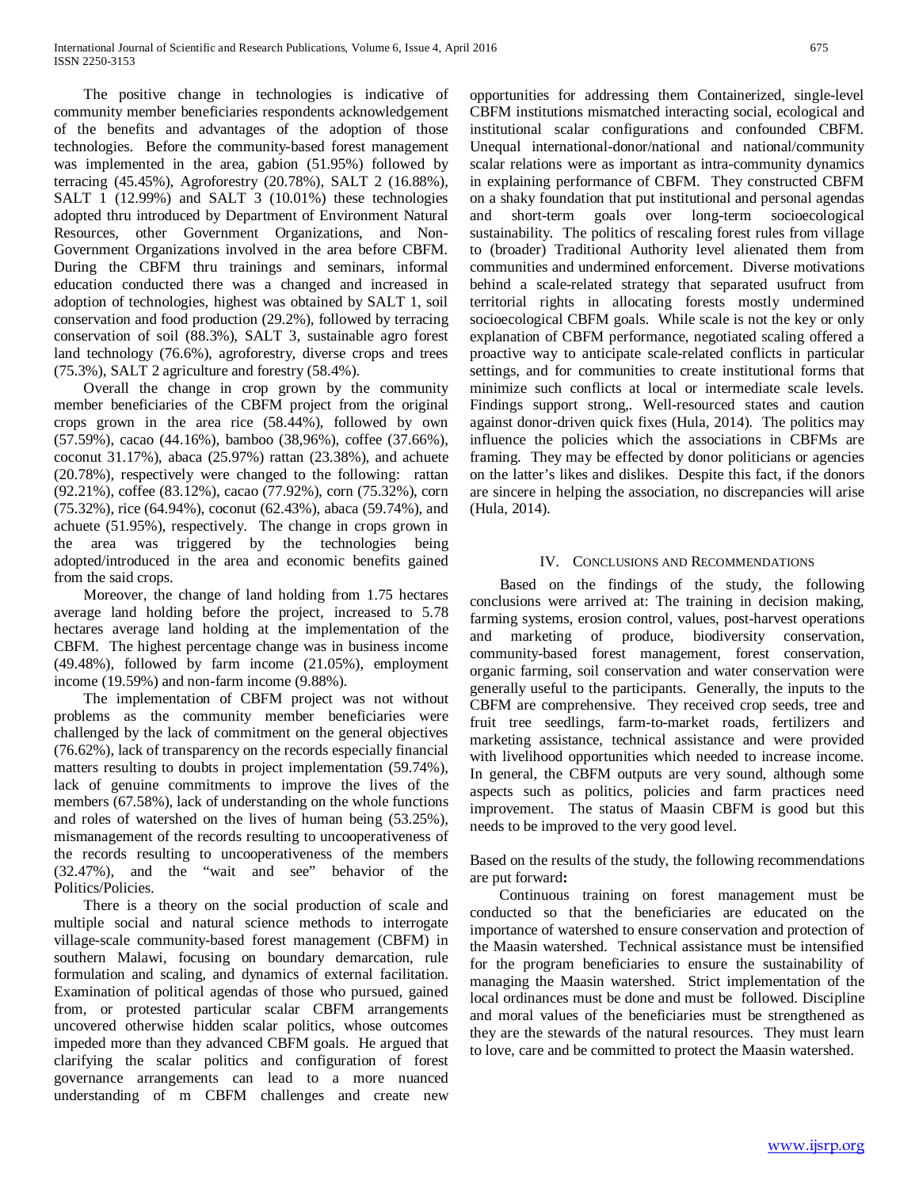The positive change in technologies is indicative of community member beneficiaries respondents acknowledgement of the benefits and advantages of the adoption of those technologies. Before the community-based forest management was implemented in the area, gabion (51.95%) followed by terracing (45.45%), Agroforestry (20.78%), SALT 2 (16.88%), SALT 1 (12.99%) and SALT 3 (10.01%) these technologies adopted thru introduced by Department of Environment Natural Resources, other Government Organizations, and Non-Government Organizations involved in the area before CBFM. During the CBFM thru trainings and seminars, informal education conducted there was a changed and increased in adoption of technologies, highest was obtained by SALT 1, soil conservation and food production (29.2%), followed by terracing conservation of soil (88.3%), SALT 3, sustainable agro forest land technology (76.6%), agroforestry, diverse crops and trees (75.3%), SALT 2 agriculture and forestry (58.4%).

Overall the change in crop grown by the community member beneficiaries of the CBFM project from the original crops grown in the area rice (58.44%), followed by own (57.59%), cacao (44.16%), bamboo (38,96%), coffee (37.66%), coconut 31.17%), abaca (25.97%) rattan (23.38%), and achuete (20.78%), respectively were changed to the following: rattan (92.21%), coffee (83.12%), cacao (77.92%), corn (75.32%), corn (75.32%), rice (64.94%), coconut (62.43%), abaca (59.74%), and achuete (51.95%), respectively. The change in crops grown in the area was triggered by the technologies being adopted/introduced in the area and economic benefits gained from the said crops.

Moreover, the change of land holding from 1.75 hectares average land holding before the project, increased to 5.78 hectares average land holding at the implementation of the CBFM. The highest percentage change was in business income (49.48%), followed by farm income (21.05%), employment income (19.59%) and non-farm income (9.88%).

The implementation of CBFM project was not without problems as the community member beneficiaries were challenged by the lack of commitment on the general objectives (76.62%), lack of transparency on the records especially financial matters resulting to doubts in project implementation (59.74%), lack of genuine commitments to improve the lives of the members (67.58%), lack of understanding on the whole functions and roles of watershed on the lives of human being (53.25%), mismanagement of the records resulting to uncooperativeness of the records resulting to uncooperativeness of the members (32.47%), and the "wait and see" behavior of the Politics/Policies.

There is a theory on the social production of scale and multiple social and natural science methods to interrogate village-scale community-based forest management (CBFM) in southern Malawi, focusing on boundary demarcation, rule formulation and scaling, and dynamics of external facilitation. Examination of political agendas of those who pursued, gained from, or protested particular scalar CBFM arrangements uncovered otherwise hidden scalar politics, whose outcomes impeded more than they advanced CBFM goals. He argued that clarifying the scalar politics and configuration of forest governance arrangements can lead to a more nuanced understanding of m CBFM challenges and create new opportunities for addressing them Containerized, single-level CBFM institutions mismatched interacting social, ecological and institutional scalar configurations and confounded CBFM. Unequal international-donor/national and national/community scalar relations were as important as intra-community dynamics in explaining performance of CBFM. They constructed CBFM on a shaky foundation that put institutional and personal agendas and short-term goals over long-term socioecological sustainability. The politics of rescaling forest rules from village to (broader) Traditional Authority level alienated them from communities and undermined enforcement. Diverse motivations behind a scale-related strategy that separated usufruct from territorial rights in allocating forests mostly undermined socioecological CBFM goals. While scale is not the key or only explanation of CBFM performance, negotiated scaling offered a proactive way to anticipate scale-related conflicts in particular settings, and for communities to create institutional forms that minimize such conflicts at local or intermediate scale levels. Findings support strong,. Well-resourced states and caution against donor-driven quick fixes (Hula, 2014). The politics may influence the policies which the associations in CBFMs are framing. They may be effected by donor politicians or agencies on the latter's likes and dislikes. Despite this fact, if the donors are sincere in helping the association, no discrepancies will arise (Hula, 2014).

## IV. Conclusions and Recommendations

Based on the findings of the study, the following conclusions were arrived at: The training in decision making, farming systems, erosion control, values, post-harvest operations and marketing of produce, biodiversity conservation, community-based forest management, forest conservation, organic farming, soil conservation and water conservation were generally useful to the participants. Generally, the inputs to the CBFM are comprehensive. They received crop seeds, tree and fruit tree seedlings, farm-to-market roads, fertilizers and marketing assistance, technical assistance and were provided with livelihood opportunities which needed to increase income. In general, the CBFM outputs are very sound, although some aspects such as politics, policies and farm practices need improvement. The status of Maasin CBFM is good but this needs to be improved to the very good level.

Based on the results of the study, the following recommendations are put forward**:**

Continuous training on forest management must be conducted so that the beneficiaries are educated on the importance of watershed to ensure conservation and protection of the Maasin watershed. Technical assistance must be intensified for the program beneficiaries to ensure the sustainability of managing the Maasin watershed. Strict implementation of the local ordinances must be done and must be followed. Discipline and moral values of the beneficiaries must be strengthened as they are the stewards of the natural resources. They must learn to love, care and be committed to protect the Maasin watershed.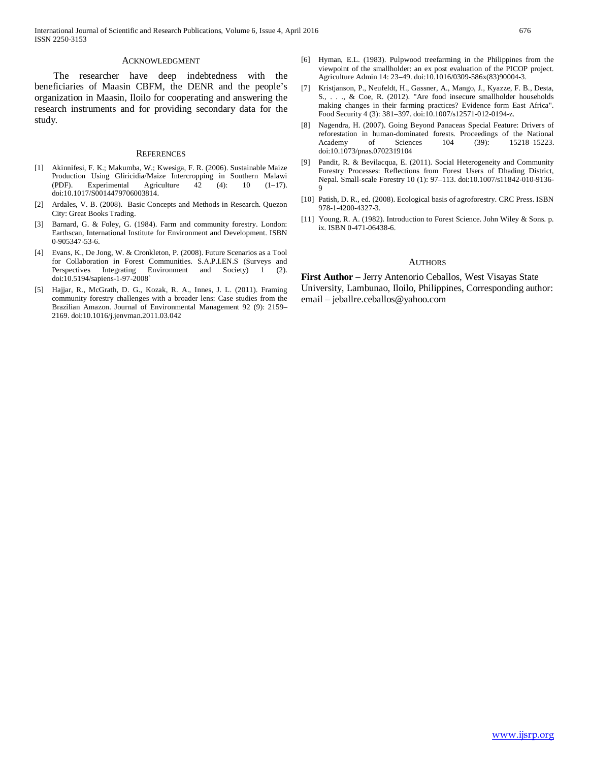## ACKNOWLEDGMENT

The researcher have deep indebtedness with the beneficiaries of Maasin CBFM, the DENR and the people's organization in Maasin, Iloilo for cooperating and answering the research instruments and for providing secondary data for the study.

## REFERENCES

[1] Akinnifesi, F. K.; Makumba, W.; Kwesiga, F. R. (2006). Sustainable Maize Production Using Gliricidia/Maize Intercropping in Southern Malawi (PDF). Experimental Agriculture 42 (4): 10 (1–17). doi:10.1017/S0014479706003814.

[2] Ardales, V. B. (2008). Basic Concepts and Methods in Research. Quezon City: Great Books Trading.

[3] Barnard, G. & Foley, G. (1984). Farm and community forestry. London: Earthscan, International Institute for Environment and Development. ISBN 0-905347-53-6.

[4] Evans, K., De Jong, W. & Cronkleton, P. (2008). Future Scenarios as a Tool for Collaboration in Forest Communities. S.A.P.I.EN.S (Surveys and Perspectives Integrating Environment and Society) 1 (2). doi:10.5194/sapiens-1-97-2008`

[5] Hajjar, R., McGrath, D. G., Kozak, R. A., Innes, J. L. (2011). Framing community forestry challenges with a broader lens: Case studies from the Brazilian Amazon. Journal of Environmental Management 92 (9): 2159–2169. doi:10.1016/j.jenvman.2011.03.042

[6] Hyman, E.L. (1983). Pulpwood treefarming in the Philippines from the viewpoint of the smallholder: an ex post evaluation of the PICOP project. Agriculture Admin 14: 23–49. doi:10.1016/0309-586x(83)90004-3.

[7] Kristjanson, P., Neufeldt, H., Gassner, A., Mango, J., Kyazze, F. B., Desta, S., . . ., & Coe, R. (2012). "Are food insecure smallholder households making changes in their farming practices? Evidence form East Africa". Food Security 4 (3): 381–397. doi:10.1007/s12571-012-0194-z.

[8] Nagendra, H. (2007). Going Beyond Panaceas Special Feature: Drivers of reforestation in human-dominated forests. Proceedings of the National Academy of Sciences 104 (39): 15218–15223. doi:10.1073/pnas.0702319104

[9] Pandit, R. & Bevilacqua, E. (2011). Social Heterogeneity and Community Forestry Processes: Reflections from Forest Users of Dhading District, Nepal. Small-scale Forestry 10 (1): 97–113. doi:10.1007/s11842-010-9136-9

[10] Patish, D. R., ed. (2008). Ecological basis of agroforestry. CRC Press. ISBN 978-1-4200-4327-3.

[11] Young, R. A. (1982). Introduction to Forest Science. John Wiley & Sons. p. ix. ISBN 0-471-06438-6.

## AUTHORS

**First Author** – Jerry Antenorio Ceballos, West Visayas State University, Lambunao, Iloilo, Philippines, Corresponding author: email – jeballre.ceballos@yahoo.com